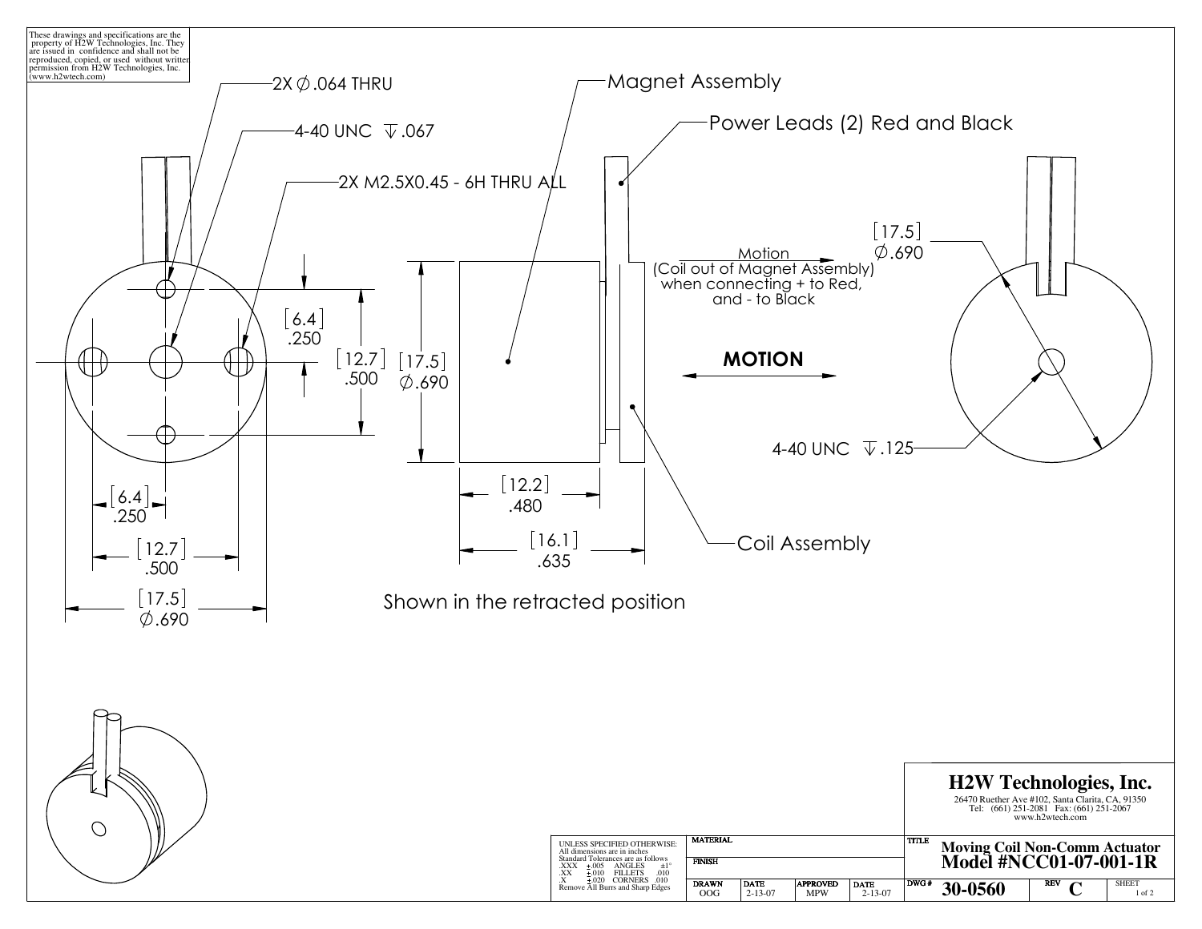These drawings and specifications are the property of H2W Technologies, Inc. They are issued in confidence and shall not be reproduced, copied, or used without written permission from H2W Technologies, Inc. (www.h2wtech.com)

2X ∅.064 THRU

4-40 UNC ↧.067

2X M2.5X0.45 - 6H THRU ALL

Magnet Assembly

Power Leads (2) Red and Black

[6.4] .250

[12.7] .500

[17.5] ∅.690

[12.2] .480

[16.1] .635

Motion (Coil out of Magnet Assembly) when connecting + to Red, and - to Black

**MOTION**

[17.5] ∅.690

4-40 UNC ↧.125

Coil Assembly

Shown in the retracted position

# H2W Technologies, Inc.

26470 Ruether Ave #102, Santa Clarita, CA, 91350
Tel: (661) 251-2081 Fax: (661) 251-2067
www.h2wtech.com

UNLESS SPECIFIED OTHERWISE:
All dimensions are in inches
Standard Tolerances are as follows

| | | | |
|---|---|---|---|
| .XXX | ±.005 | ANGLES | ±1° |
| .XX | ±.010 | FILLETS | .010 |
| .X | ±.020 | CORNERS | .010 |

Remove All Burrs and Sharp Edges

| MATERIAL | | | |
|---|---|---|---|
| FINISH | | | |
| DRAWN | DATE | APPROVED | DATE |
| OOG | 2-13-07 | MPW | 2-13-07 |

TITLE **Moving Coil Non-Comm Actuator Model #NCC01-07-001-1R**

| DWG # | REV | SHEET |
|---|---|---|
| 30-0560 | C | 1 of 2 |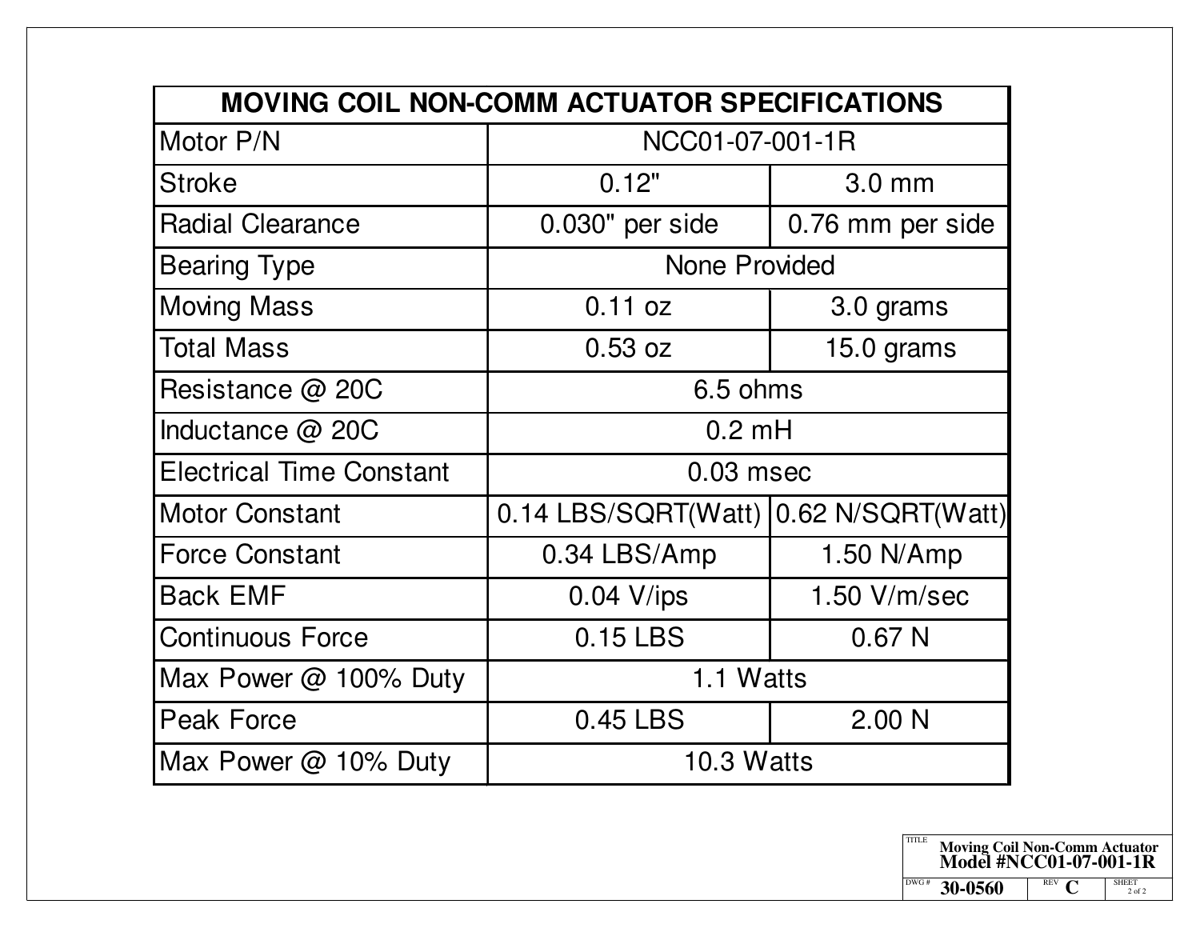| MOVING COIL NON-COMM ACTUATOR SPECIFICATIONS | | |
|---|---|---|
| Motor P/N | NCC01-07-001-1R | |
| Stroke | 0.12" | 3.0 mm |
| Radial Clearance | 0.030" per side | 0.76 mm per side |
| Bearing Type | None Provided | |
| Moving Mass | 0.11 oz | 3.0 grams |
| Total Mass | 0.53 oz | 15.0 grams |
| Resistance @ 20C | 6.5 ohms | |
| Inductance @ 20C | 0.2 mH | |
| Electrical Time Constant | 0.03 msec | |
| Motor Constant | 0.14 LBS/SQRT(Watt) | 0.62 N/SQRT(Watt) |
| Force Constant | 0.34 LBS/Amp | 1.50 N/Amp |
| Back EMF | 0.04 V/ips | 1.50 V/m/sec |
| Continuous Force | 0.15 LBS | 0.67 N |
| Max Power @ 100% Duty | 1.1 Watts | |
| Peak Force | 0.45 LBS | 2.00 N |
| Max Power @ 10% Duty | 10.3 Watts | |

| TITLE | Moving Coil Non-Comm Actuator Model #NCC01-07-001-1R | |
|---|---|---|
| DWG # 30-0560 | REV C | SHEET 2 of 2 |